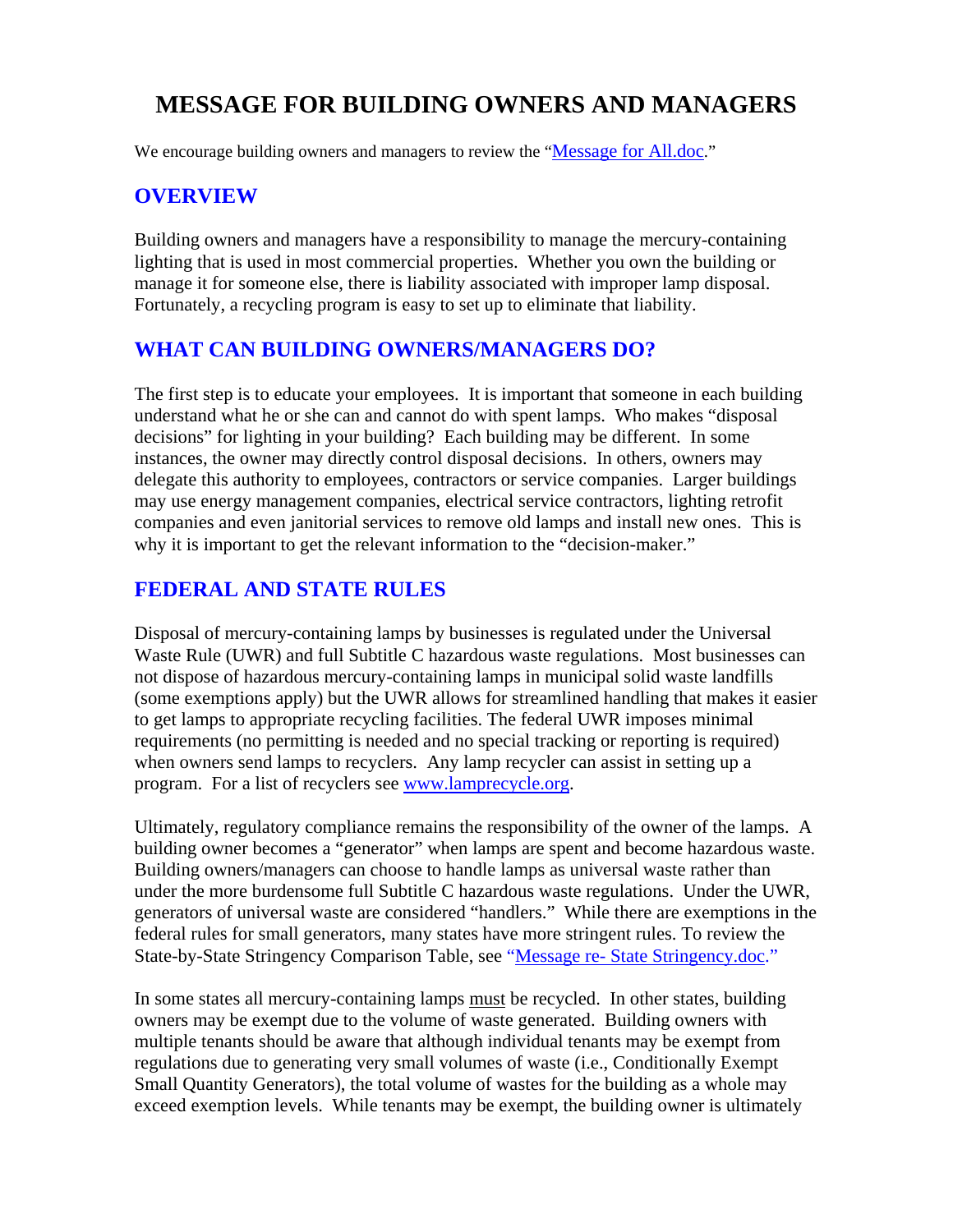# MESSAGE FOR BUILDING OWNERS AND MANAGERS

We encourage building owners and managers to review the "[Message for All.doc](Message for All.doc)."

## OVERVIEW

Building owners and managers have a responsibility to manage the mercury-containing lighting that is used in most commercial properties. Whether you own the building or manage it for someone else, there is liability associated with improper lamp disposal. Fortunately, a recycling program is easy to set up to eliminate that liability.

## WHAT CAN BUILDING OWNERS/MANAGERS DO?

The first step is to educate your employees. It is important that someone in each building understand what he or she can and cannot do with spent lamps. Who makes "disposal decisions" for lighting in your building? Each building may be different. In some instances, the owner may directly control disposal decisions. In others, owners may delegate this authority to employees, contractors or service companies. Larger buildings may use energy management companies, electrical service contractors, lighting retrofit companies and even janitorial services to remove old lamps and install new ones. This is why it is important to get the relevant information to the "decision-maker."

## FEDERAL AND STATE RULES

Disposal of mercury-containing lamps by businesses is regulated under the Universal Waste Rule (UWR) and full Subtitle C hazardous waste regulations. Most businesses can not dispose of hazardous mercury-containing lamps in municipal solid waste landfills (some exemptions apply) but the UWR allows for streamlined handling that makes it easier to get lamps to appropriate recycling facilities. The federal UWR imposes minimal requirements (no permitting is needed and no special tracking or reporting is required) when owners send lamps to recyclers. Any lamp recycler can assist in setting up a program. For a list of recyclers see [www.lamprecycle.org](www.lamprecycle.org).

Ultimately, regulatory compliance remains the responsibility of the owner of the lamps. A building owner becomes a "generator" when lamps are spent and become hazardous waste. Building owners/managers can choose to handle lamps as universal waste rather than under the more burdensome full Subtitle C hazardous waste regulations. Under the UWR, generators of universal waste are considered "handlers." While there are exemptions in the federal rules for small generators, many states have more stringent rules. To review the State-by-State Stringency Comparison Table, see "[Message re- State Stringency.doc.](Message re- State Stringency.doc)"

In some states all mercury-containing lamps <u>must</u> be recycled. In other states, building owners may be exempt due to the volume of waste generated. Building owners with multiple tenants should be aware that although individual tenants may be exempt from regulations due to generating very small volumes of waste (i.e., Conditionally Exempt Small Quantity Generators), the total volume of wastes for the building as a whole may exceed exemption levels. While tenants may be exempt, the building owner is ultimately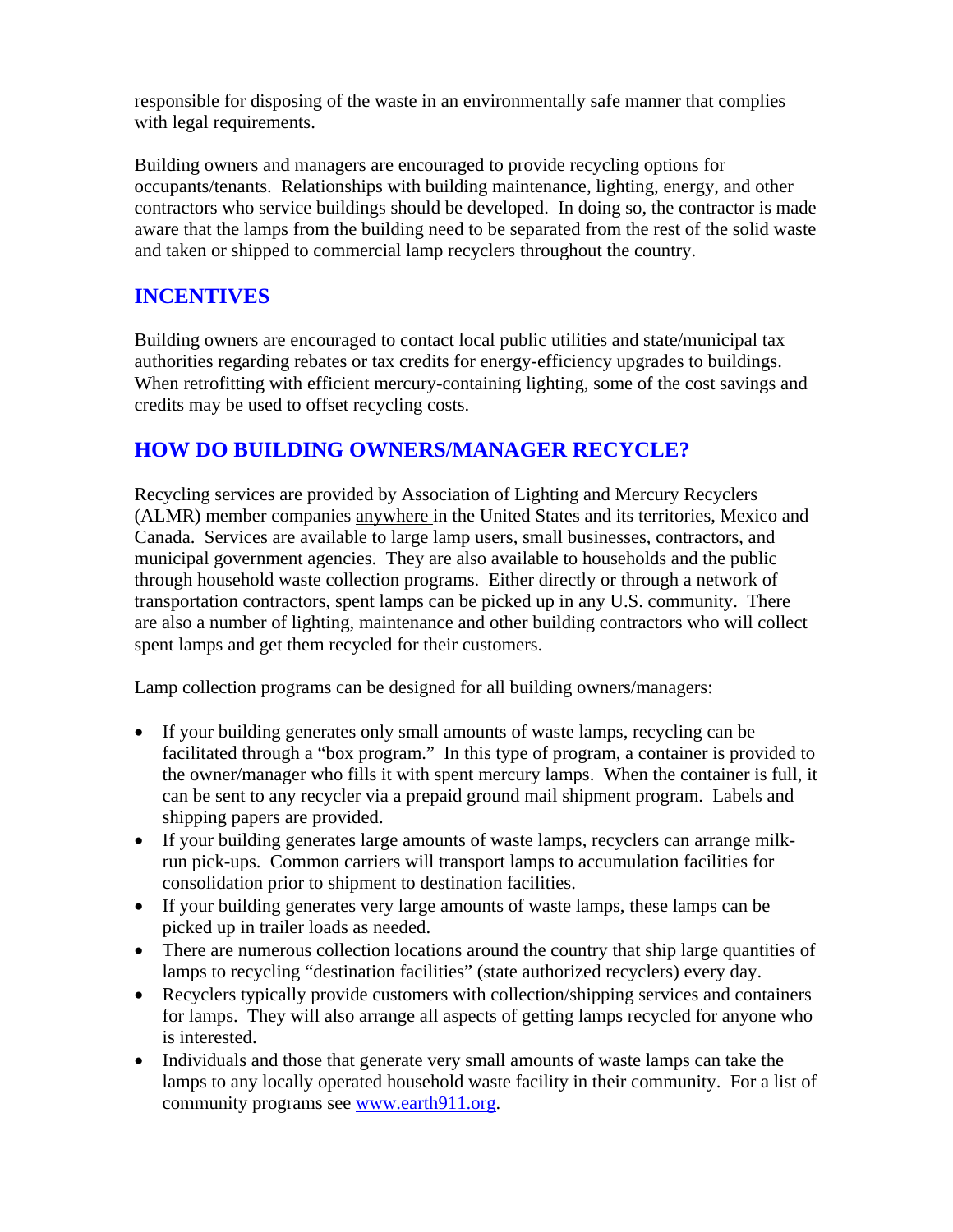responsible for disposing of the waste in an environmentally safe manner that complies with legal requirements.

Building owners and managers are encouraged to provide recycling options for occupants/tenants. Relationships with building maintenance, lighting, energy, and other contractors who service buildings should be developed. In doing so, the contractor is made aware that the lamps from the building need to be separated from the rest of the solid waste and taken or shipped to commercial lamp recyclers throughout the country.

## INCENTIVES

Building owners are encouraged to contact local public utilities and state/municipal tax authorities regarding rebates or tax credits for energy-efficiency upgrades to buildings. When retrofitting with efficient mercury-containing lighting, some of the cost savings and credits may be used to offset recycling costs.

## HOW DO BUILDING OWNERS/MANAGER RECYCLE?

Recycling services are provided by Association of Lighting and Mercury Recyclers (ALMR) member companies anywhere in the United States and its territories, Mexico and Canada. Services are available to large lamp users, small businesses, contractors, and municipal government agencies. They are also available to households and the public through household waste collection programs. Either directly or through a network of transportation contractors, spent lamps can be picked up in any U.S. community. There are also a number of lighting, maintenance and other building contractors who will collect spent lamps and get them recycled for their customers.

Lamp collection programs can be designed for all building owners/managers:

- If your building generates only small amounts of waste lamps, recycling can be facilitated through a "box program." In this type of program, a container is provided to the owner/manager who fills it with spent mercury lamps. When the container is full, it can be sent to any recycler via a prepaid ground mail shipment program. Labels and shipping papers are provided.
- If your building generates large amounts of waste lamps, recyclers can arrange milk-run pick-ups. Common carriers will transport lamps to accumulation facilities for consolidation prior to shipment to destination facilities.
- If your building generates very large amounts of waste lamps, these lamps can be picked up in trailer loads as needed.
- There are numerous collection locations around the country that ship large quantities of lamps to recycling "destination facilities" (state authorized recyclers) every day.
- Recyclers typically provide customers with collection/shipping services and containers for lamps. They will also arrange all aspects of getting lamps recycled for anyone who is interested.
- Individuals and those that generate very small amounts of waste lamps can take the lamps to any locally operated household waste facility in their community. For a list of community programs see www.earth911.org.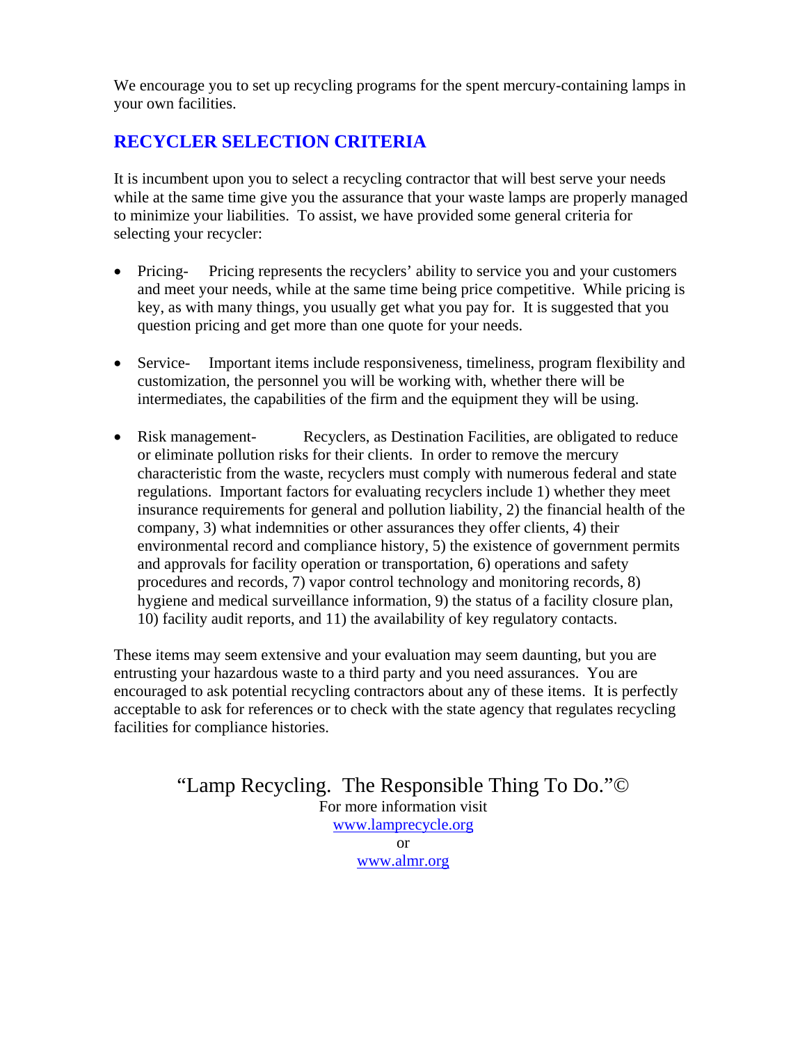We encourage you to set up recycling programs for the spent mercury-containing lamps in your own facilities.

## RECYCLER SELECTION CRITERIA

It is incumbent upon you to select a recycling contractor that will best serve your needs while at the same time give you the assurance that your waste lamps are properly managed to minimize your liabilities. To assist, we have provided some general criteria for selecting your recycler:

- Pricing- Pricing represents the recyclers' ability to service you and your customers and meet your needs, while at the same time being price competitive. While pricing is key, as with many things, you usually get what you pay for. It is suggested that you question pricing and get more than one quote for your needs.

- Service- Important items include responsiveness, timeliness, program flexibility and customization, the personnel you will be working with, whether there will be intermediates, the capabilities of the firm and the equipment they will be using.

- Risk management- Recyclers, as Destination Facilities, are obligated to reduce or eliminate pollution risks for their clients. In order to remove the mercury characteristic from the waste, recyclers must comply with numerous federal and state regulations. Important factors for evaluating recyclers include 1) whether they meet insurance requirements for general and pollution liability, 2) the financial health of the company, 3) what indemnities or other assurances they offer clients, 4) their environmental record and compliance history, 5) the existence of government permits and approvals for facility operation or transportation, 6) operations and safety procedures and records, 7) vapor control technology and monitoring records, 8) hygiene and medical surveillance information, 9) the status of a facility closure plan, 10) facility audit reports, and 11) the availability of key regulatory contacts.

These items may seem extensive and your evaluation may seem daunting, but you are entrusting your hazardous waste to a third party and you need assurances. You are encouraged to ask potential recycling contractors about any of these items. It is perfectly acceptable to ask for references or to check with the state agency that regulates recycling facilities for compliance histories.

"Lamp Recycling. The Responsible Thing To Do."©

For more information visit

www.lamprecycle.org

or

www.almr.org